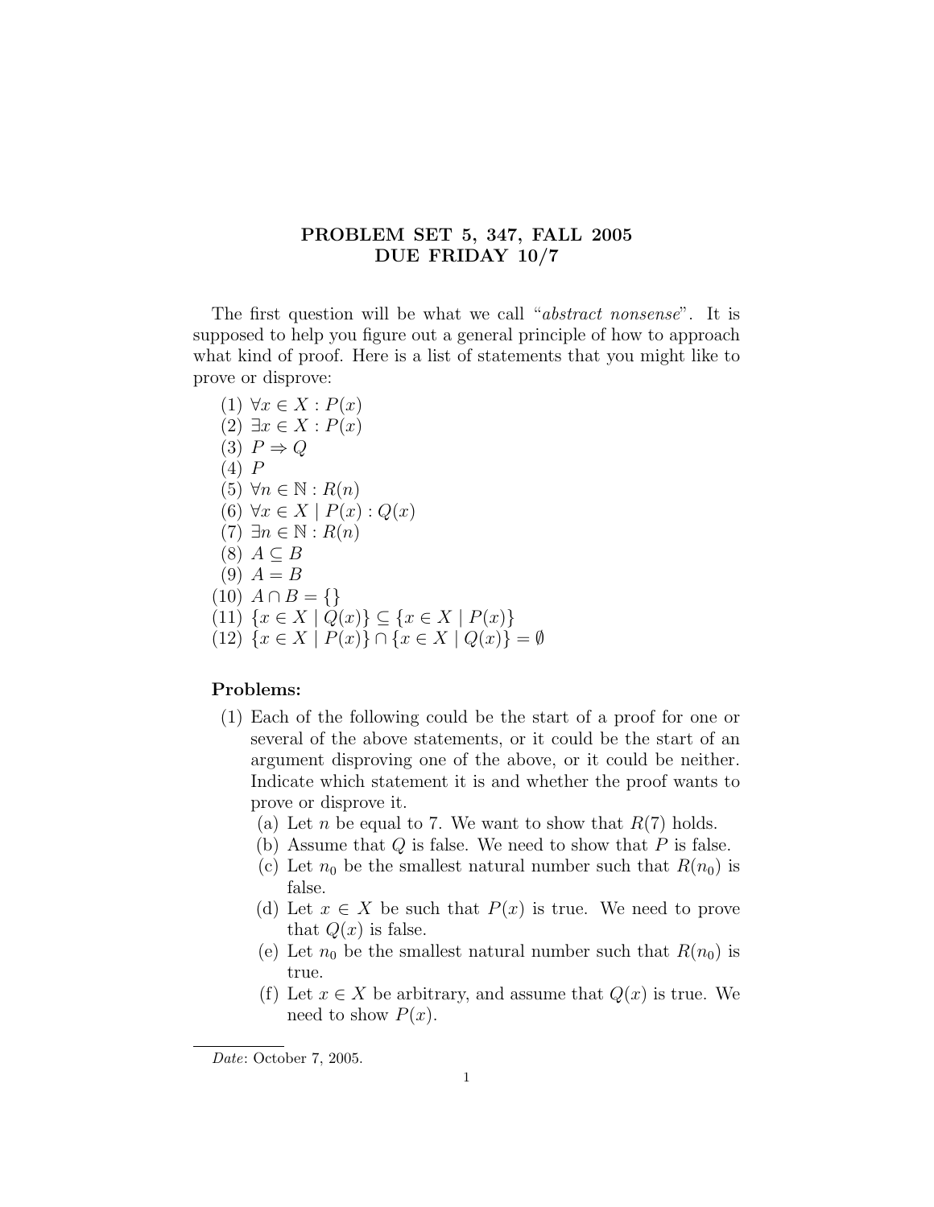# PROBLEM SET 5, 347, FALL 2005
# DUE FRIDAY 10/7

The first question will be what we call "*abstract nonsense*". It is supposed to help you figure out a general principle of how to approach what kind of proof. Here is a list of statements that you might like to prove or disprove:

(1) $\forall x \in X : P(x)$
(2) $\exists x \in X : P(x)$
(3) $P \Rightarrow Q$
(4) $P$
(5) $\forall n \in \mathbb{N} : R(n)$
(6) $\forall x \in X \mid P(x) : Q(x)$
(7) $\exists n \in \mathbb{N} : R(n)$
(8) $A \subseteq B$
(9) $A = B$
(10) $A \cap B = \{\}$
(11) $\{x \in X \mid Q(x)\} \subseteq \{x \in X \mid P(x)\}$
(12) $\{x \in X \mid P(x)\} \cap \{x \in X \mid Q(x)\} = \emptyset$

**Problems:**

(1) Each of the following could be the start of a proof for one or several of the above statements, or it could be the start of an argument disproving one of the above, or it could be neither. Indicate which statement it is and whether the proof wants to prove or disprove it.
   (a) Let $n$ be equal to 7. We want to show that $R(7)$ holds.
   (b) Assume that $Q$ is false. We need to show that $P$ is false.
   (c) Let $n_0$ be the smallest natural number such that $R(n_0)$ is false.
   (d) Let $x \in X$ be such that $P(x)$ is true. We need to prove that $Q(x)$ is false.
   (e) Let $n_0$ be the smallest natural number such that $R(n_0)$ is true.
   (f) Let $x \in X$ be arbitrary, and assume that $Q(x)$ is true. We need to show $P(x)$.

*Date*: October 7, 2005.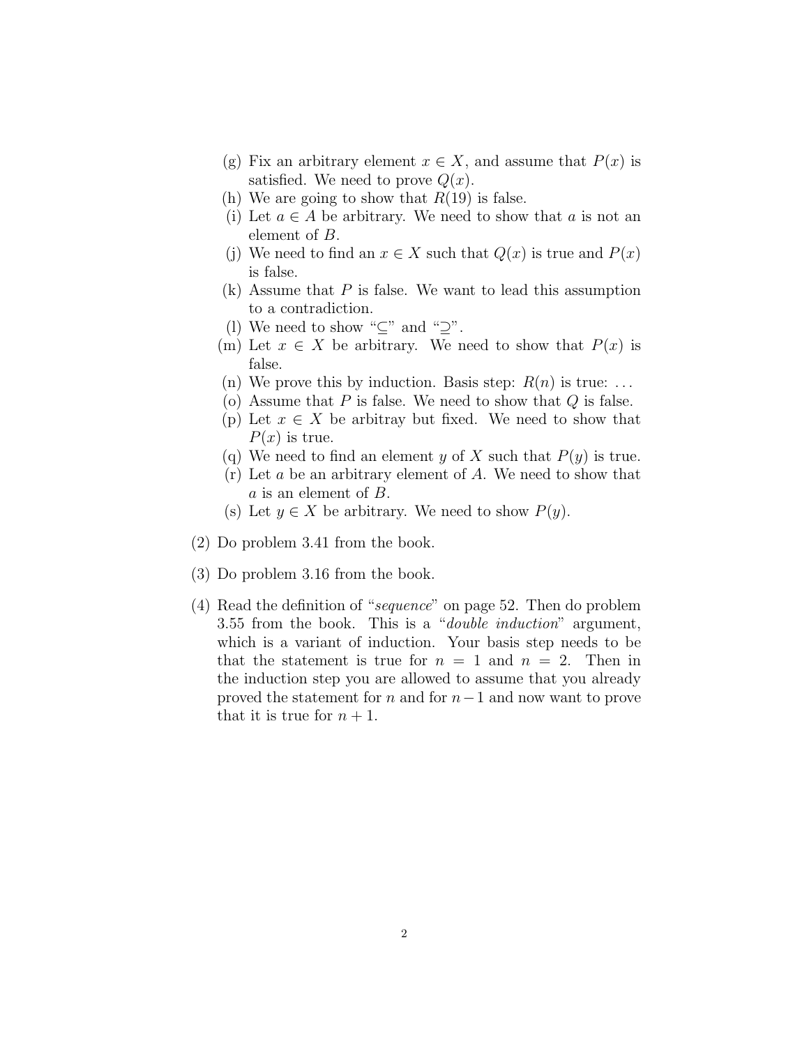(g) Fix an arbitrary element $x \in X$, and assume that $P(x)$ is satisfied. We need to prove $Q(x)$.

(h) We are going to show that $R(19)$ is false.

(i) Let $a \in A$ be arbitrary. We need to show that $a$ is not an element of $B$.

(j) We need to find an $x \in X$ such that $Q(x)$ is true and $P(x)$ is false.

(k) Assume that $P$ is false. We want to lead this assumption to a contradiction.

(l) We need to show "$\subseteq$" and "$\supseteq$".

(m) Let $x \in X$ be arbitrary. We need to show that $P(x)$ is false.

(n) We prove this by induction. Basis step: $R(n)$ is true: ...

(o) Assume that $P$ is false. We need to show that $Q$ is false.

(p) Let $x \in X$ be arbitray but fixed. We need to show that $P(x)$ is true.

(q) We need to find an element $y$ of $X$ such that $P(y)$ is true.

(r) Let $a$ be an arbitrary element of $A$. We need to show that $a$ is an element of $B$.

(s) Let $y \in X$ be arbitrary. We need to show $P(y)$.

(2) Do problem 3.41 from the book.

(3) Do problem 3.16 from the book.

(4) Read the definition of "*sequence*" on page 52. Then do problem 3.55 from the book. This is a "*double induction*" argument, which is a variant of induction. Your basis step needs to be that the statement is true for $n = 1$ and $n = 2$. Then in the induction step you are allowed to assume that you already proved the statement for $n$ and for $n-1$ and now want to prove that it is true for $n+1$.